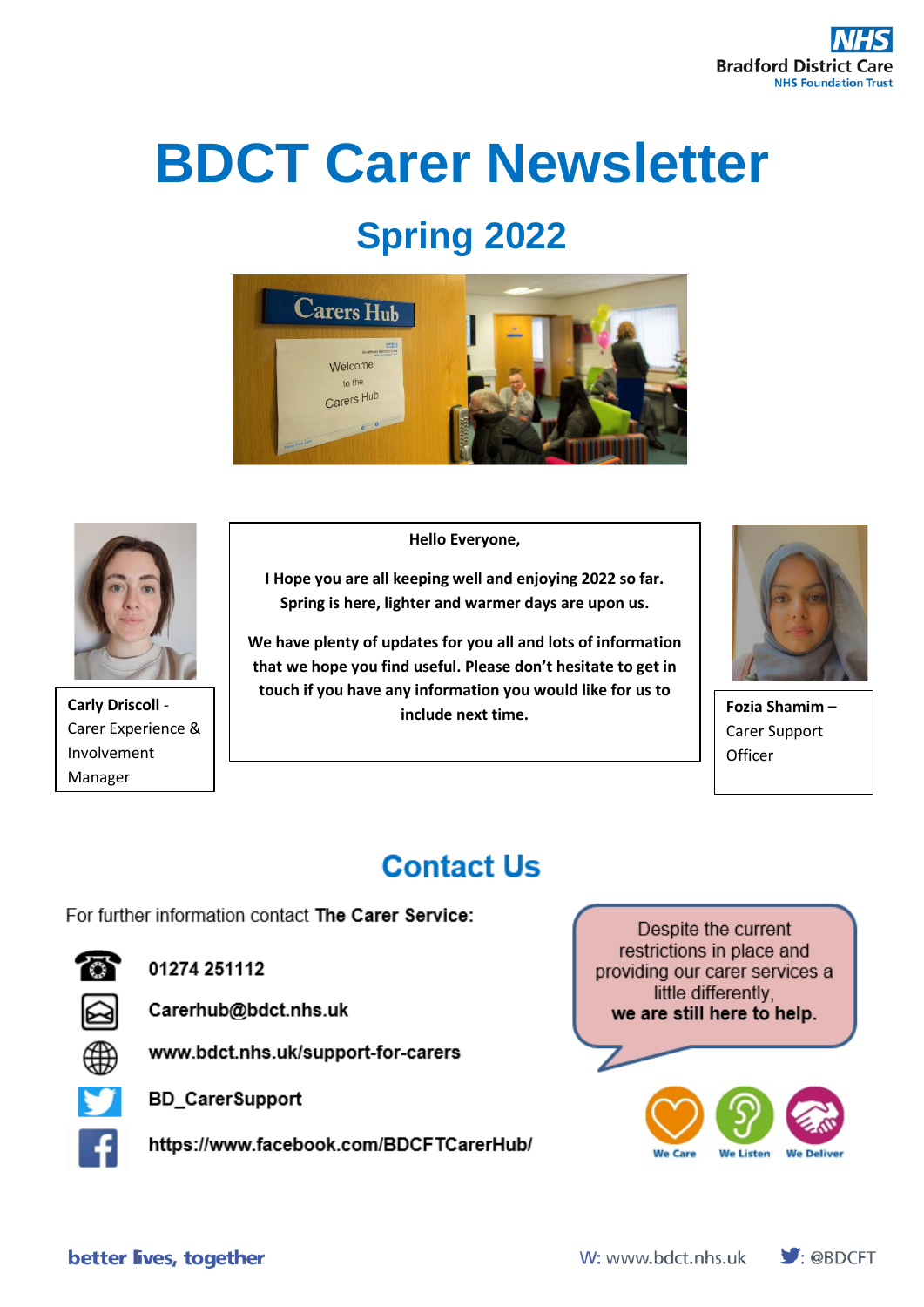# BDCT Carer Newsletter

## Spring 2022

**Carly Driscoll** - Carer Experience & Involvement Manager

**Hello Everyone,**

**I Hope you are all keeping well and enjoying 2022 so far. Spring is here, lighter and warmer days are upon us.**

**We have plenty of updates for you all and lots of information that we hope you find useful. Please don't hesitate to get in touch if you have any information you would like for us to include next time.**

**Fozia Shamim** – Carer Support Officer

## Contact Us

For further information contact **The Carer Service:**

- 01274 251112
- Carerhub@bdct.nhs.uk
- www.bdct.nhs.uk/support-for-carers
- BD_CarerSupport
- https://www.facebook.com/BDCFTCarerHub/

Despite the current restrictions in place and providing our carer services a little differently, **we are still here to help.**

We Care We Listen We Deliver

better lives, together

W: www.bdct.nhs.uk : @BDCFT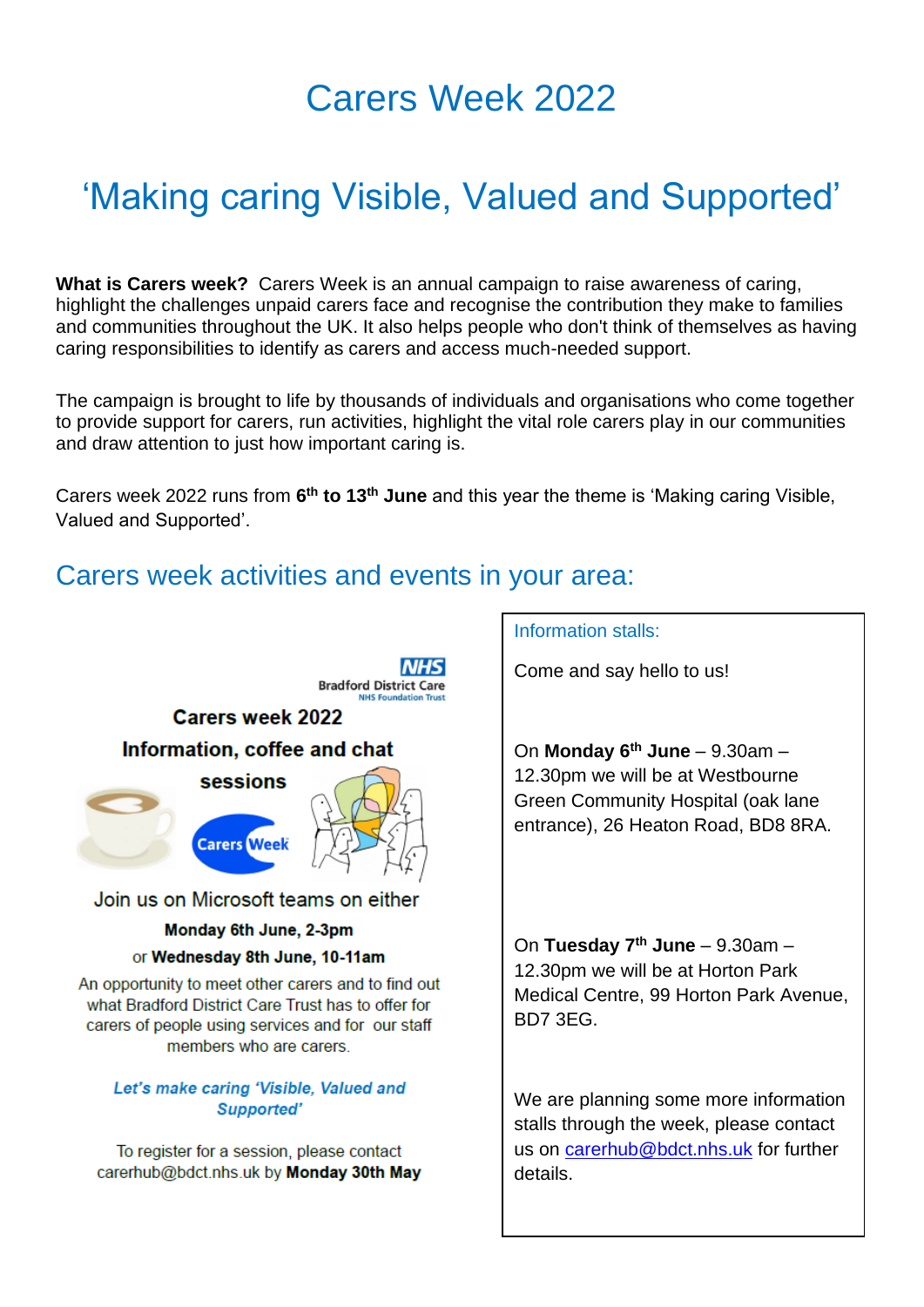# Carers Week 2022

# 'Making caring Visible, Valued and Supported'

**What is Carers week?** Carers Week is an annual campaign to raise awareness of caring, highlight the challenges unpaid carers face and recognise the contribution they make to families and communities throughout the UK. It also helps people who don't think of themselves as having caring responsibilities to identify as carers and access much-needed support.

The campaign is brought to life by thousands of individuals and organisations who come together to provide support for carers, run activities, highlight the vital role carers play in our communities and draw attention to just how important caring is.

Carers week 2022 runs from **6th to 13th June** and this year the theme is 'Making caring Visible, Valued and Supported'.

## Carers week activities and events in your area:

NHS Bradford District Care NHS Foundation Trust

**Carers week 2022**

**Information, coffee and chat sessions**

Carers Week

Join us on Microsoft teams on either

**Monday 6th June, 2-3pm**

or **Wednesday 8th June, 10-11am**

An opportunity to meet other carers and to find out what Bradford District Care Trust has to offer for carers of people using services and for our staff members who are carers.

***Let's make caring 'Visible, Valued and Supported'***

To register for a session, please contact carerhub@bdct.nhs.uk by **Monday 30th May**

### Information stalls:

Come and say hello to us!

On **Monday 6th June** – 9.30am – 12.30pm we will be at Westbourne Green Community Hospital (oak lane entrance), 26 Heaton Road, BD8 8RA.

On **Tuesday 7th June** – 9.30am – 12.30pm we will be at Horton Park Medical Centre, 99 Horton Park Avenue, BD7 3EG.

We are planning some more information stalls through the week, please contact us on carerhub@bdct.nhs.uk for further details.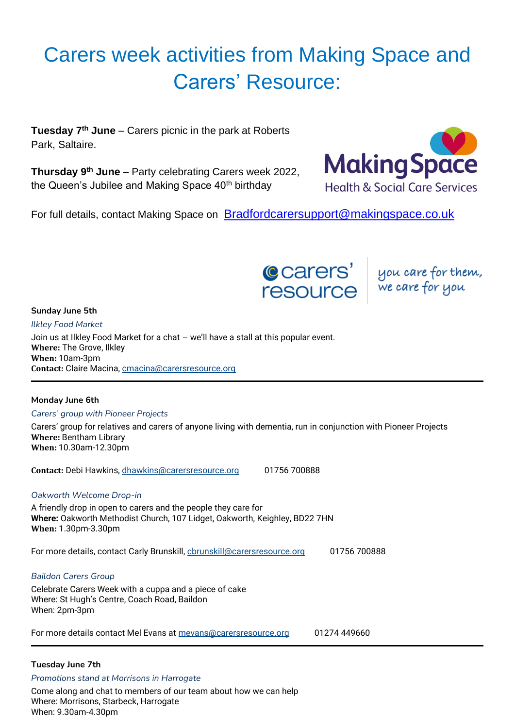# Carers week activities from Making Space and Carers' Resource:

**Tuesday 7th June** – Carers picnic in the park at Roberts Park, Saltaire.

**Thursday 9th June** – Party celebrating Carers week 2022, the Queen's Jubilee and Making Space 40th birthday

For full details, contact Making Space on Bradfordcarersupport@makingspace.co.uk

**Sunday June 5th**

*Ilkley Food Market*

Join us at Ilkley Food Market for a chat – we'll have a stall at this popular event.
**Where:** The Grove, Ilkley
**When:** 10am-3pm
**Contact:** Claire Macina, cmacina@carersresource.org

---

**Monday June 6th**

*Carers' group with Pioneer Projects*

Carers' group for relatives and carers of anyone living with dementia, run in conjunction with Pioneer Projects
**Where:** Bentham Library
**When:** 10.30am-12.30pm

**Contact:** Debi Hawkins, dhawkins@carersresource.org 01756 700888

*Oakworth Welcome Drop-in*

A friendly drop in open to carers and the people they care for
**Where:** Oakworth Methodist Church, 107 Lidget, Oakworth, Keighley, BD22 7HN
**When:** 1.30pm-3.30pm

For more details, contact Carly Brunskill, cbrunskill@carersresource.org 01756 700888

*Baildon Carers Group*

Celebrate Carers Week with a cuppa and a piece of cake
Where: St Hugh's Centre, Coach Road, Baildon
When: 2pm-3pm

For more details contact Mel Evans at mevans@carersresource.org 01274 449660

---

**Tuesday June 7th**

*Promotions stand at Morrisons in Harrogate*

Come along and chat to members of our team about how we can help
Where: Morrisons, Starbeck, Harrogate
When: 9.30am-4.30pm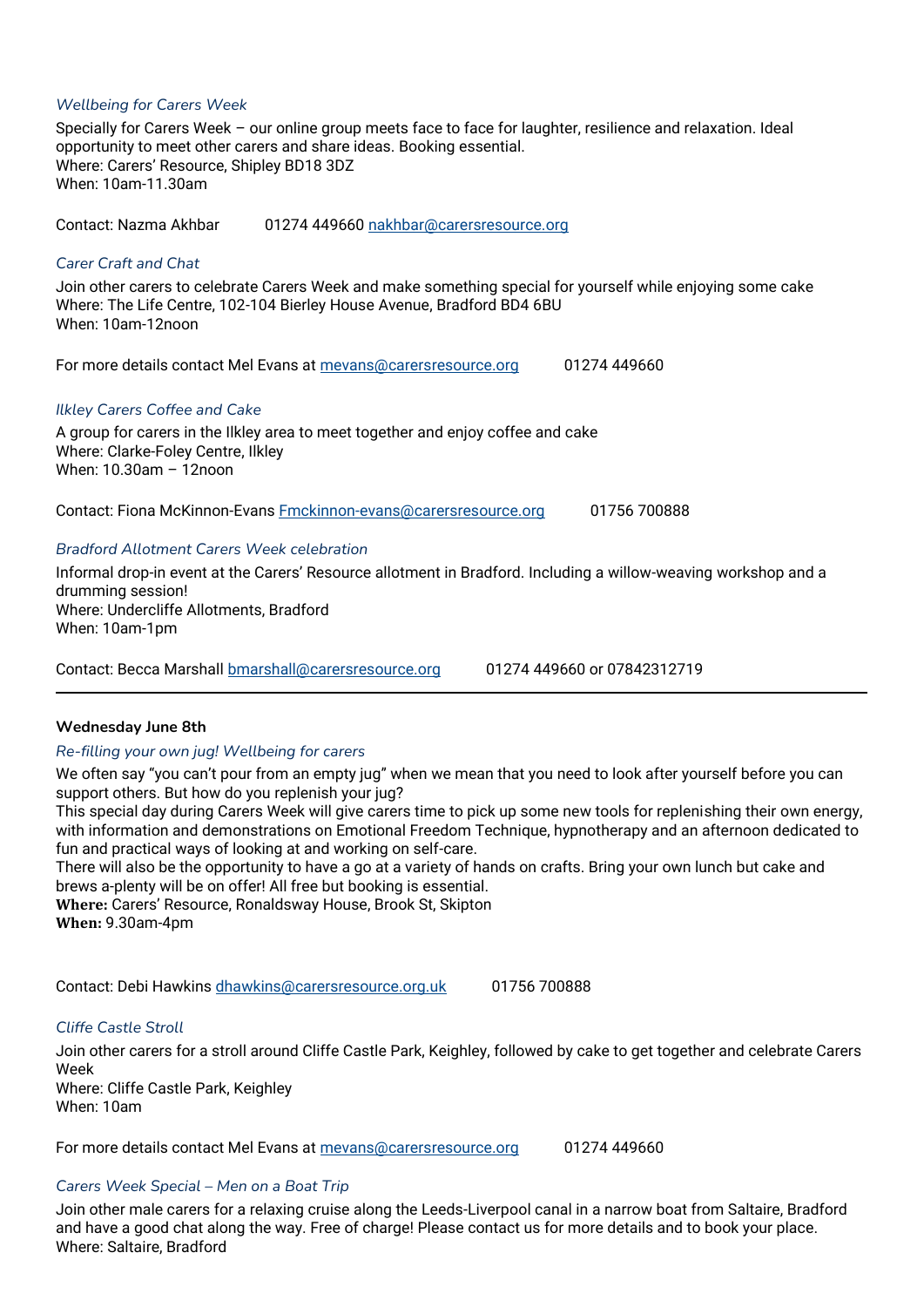*Wellbeing for Carers Week*

Specially for Carers Week – our online group meets face to face for laughter, resilience and relaxation. Ideal opportunity to meet other carers and share ideas. Booking essential.
Where: Carers' Resource, Shipley BD18 3DZ
When: 10am-11.30am

Contact: Nazma Akhbar 01274 449660 nakhbar@carersresource.org

*Carer Craft and Chat*

Join other carers to celebrate Carers Week and make something special for yourself while enjoying some cake
Where: The Life Centre, 102-104 Bierley House Avenue, Bradford BD4 6BU
When: 10am-12noon

For more details contact Mel Evans at mevans@carersresource.org 01274 449660

*Ilkley Carers Coffee and Cake*

A group for carers in the Ilkley area to meet together and enjoy coffee and cake
Where: Clarke-Foley Centre, Ilkley
When: 10.30am – 12noon

Contact: Fiona McKinnon-Evans Fmckinnon-evans@carersresource.org 01756 700888

*Bradford Allotment Carers Week celebration*

Informal drop-in event at the Carers' Resource allotment in Bradford. Including a willow-weaving workshop and a drumming session!
Where: Undercliffe Allotments, Bradford
When: 10am-1pm

Contact: Becca Marshall bmarshall@carersresource.org 01274 449660 or 07842312719

---

**Wednesday June 8th**

*Re-filling your own jug! Wellbeing for carers*

We often say "you can't pour from an empty jug" when we mean that you need to look after yourself before you can support others. But how do you replenish your jug?
This special day during Carers Week will give carers time to pick up some new tools for replenishing their own energy, with information and demonstrations on Emotional Freedom Technique, hypnotherapy and an afternoon dedicated to fun and practical ways of looking at and working on self-care.
There will also be the opportunity to have a go at a variety of hands on crafts. Bring your own lunch but cake and brews a-plenty will be on offer! All free but booking is essential.
**Where:** Carers' Resource, Ronaldsway House, Brook St, Skipton
**When:** 9.30am-4pm

Contact: Debi Hawkins dhawkins@carersresource.org.uk 01756 700888

*Cliffe Castle Stroll*

Join other carers for a stroll around Cliffe Castle Park, Keighley, followed by cake to get together and celebrate Carers Week
Where: Cliffe Castle Park, Keighley
When: 10am

For more details contact Mel Evans at mevans@carersresource.org 01274 449660

*Carers Week Special – Men on a Boat Trip*

Join other male carers for a relaxing cruise along the Leeds-Liverpool canal in a narrow boat from Saltaire, Bradford and have a good chat along the way. Free of charge! Please contact us for more details and to book your place.
Where: Saltaire, Bradford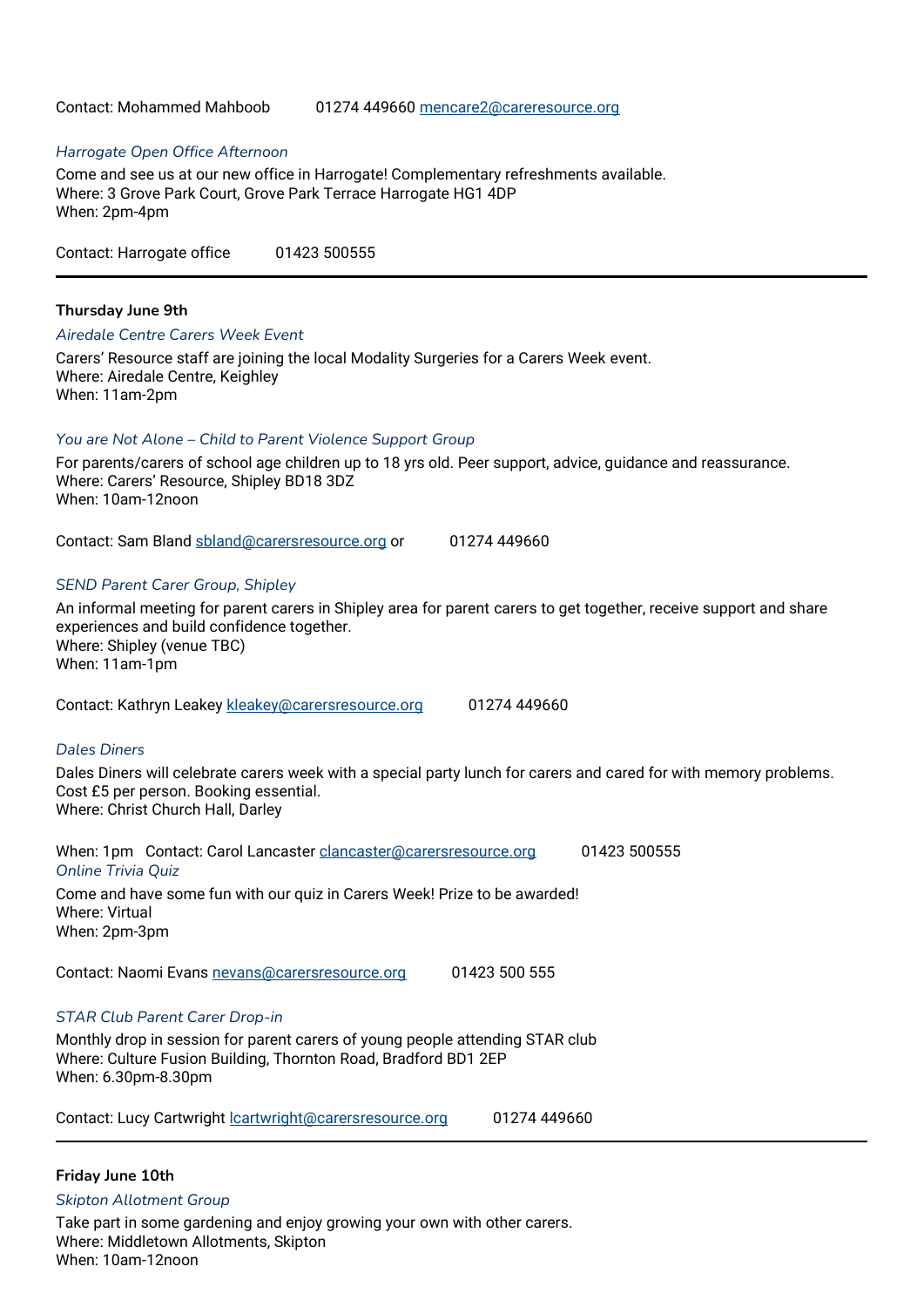Contact: Mohammed Mahboob 01274 449660 mencare2@careresource.org

*Harrogate Open Office Afternoon*

Come and see us at our new office in Harrogate! Complementary refreshments available.
Where: 3 Grove Park Court, Grove Park Terrace Harrogate HG1 4DP
When: 2pm-4pm

Contact: Harrogate office 01423 500555

---

**Thursday June 9th**

*Airedale Centre Carers Week Event*

Carers' Resource staff are joining the local Modality Surgeries for a Carers Week event.
Where: Airedale Centre, Keighley
When: 11am-2pm

*You are Not Alone – Child to Parent Violence Support Group*

For parents/carers of school age children up to 18 yrs old. Peer support, advice, guidance and reassurance.
Where: Carers' Resource, Shipley BD18 3DZ
When: 10am-12noon

Contact: Sam Bland sbland@carersresource.org or 01274 449660

*SEND Parent Carer Group, Shipley*

An informal meeting for parent carers in Shipley area for parent carers to get together, receive support and share experiences and build confidence together.
Where: Shipley (venue TBC)
When: 11am-1pm

Contact: Kathryn Leakey kleakey@carersresource.org 01274 449660

*Dales Diners*

Dales Diners will celebrate carers week with a special party lunch for carers and cared for with memory problems. Cost £5 per person. Booking essential.
Where: Christ Church Hall, Darley

When: 1pm Contact: Carol Lancaster clancaster@carersresource.org 01423 500555

*Online Trivia Quiz*

Come and have some fun with our quiz in Carers Week! Prize to be awarded!
Where: Virtual
When: 2pm-3pm

Contact: Naomi Evans nevans@carersresource.org 01423 500 555

*STAR Club Parent Carer Drop-in*

Monthly drop in session for parent carers of young people attending STAR club
Where: Culture Fusion Building, Thornton Road, Bradford BD1 2EP
When: 6.30pm-8.30pm

Contact: Lucy Cartwright lcartwright@carersresource.org 01274 449660

---

**Friday June 10th**

*Skipton Allotment Group*

Take part in some gardening and enjoy growing your own with other carers.
Where: Middletown Allotments, Skipton
When: 10am-12noon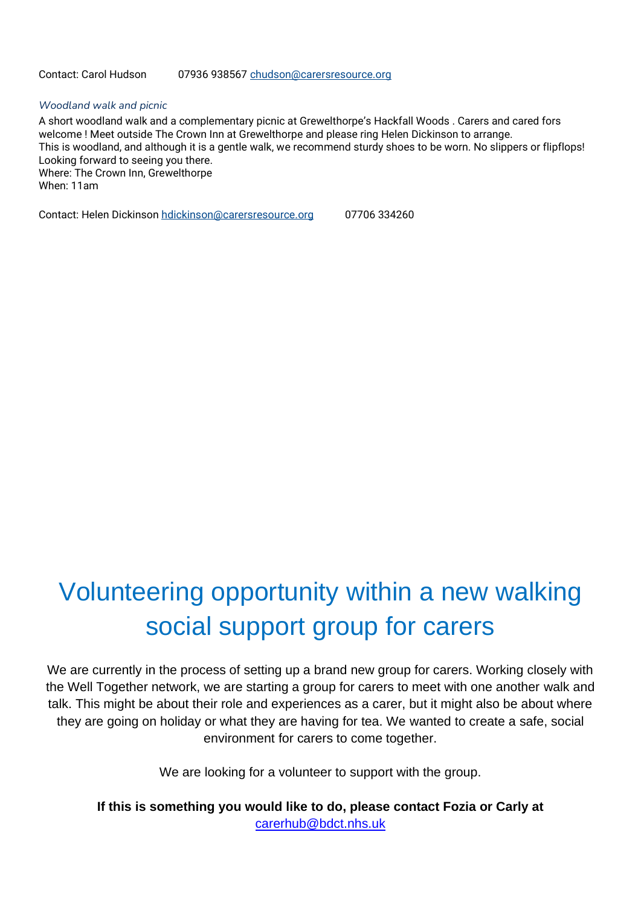Contact: Carol Hudson 07936 938567 chudson@carersresource.org

*Woodland walk and picnic*

A short woodland walk and a complementary picnic at Grewelthorpe's Hackfall Woods . Carers and cared fors welcome ! Meet outside The Crown Inn at Grewelthorpe and please ring Helen Dickinson to arrange.
This is woodland, and although it is a gentle walk, we recommend sturdy shoes to be worn. No slippers or flipflops!
Looking forward to seeing you there.
Where: The Crown Inn, Grewelthorpe
When: 11am

Contact: Helen Dickinson hdickinson@carersresource.org 07706 334260

# Volunteering opportunity within a new walking social support group for carers

We are currently in the process of setting up a brand new group for carers. Working closely with the Well Together network, we are starting a group for carers to meet with one another walk and talk. This might be about their role and experiences as a carer, but it might also be about where they are going on holiday or what they are having for tea. We wanted to create a safe, social environment for carers to come together.

We are looking for a volunteer to support with the group.

**If this is something you would like to do, please contact Fozia or Carly at** carerhub@bdct.nhs.uk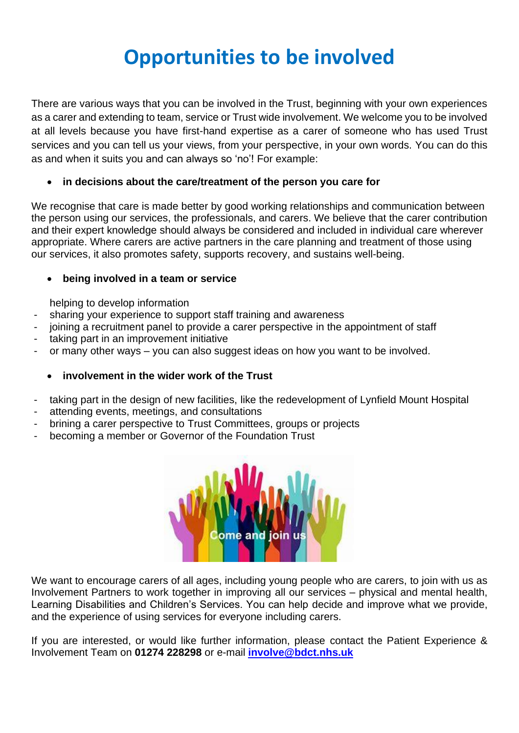# Opportunities to be involved

There are various ways that you can be involved in the Trust, beginning with your own experiences as a carer and extending to team, service or Trust wide involvement. We welcome you to be involved at all levels because you have first-hand expertise as a carer of someone who has used Trust services and you can tell us your views, from your perspective, in your own words. You can do this as and when it suits you and can always so 'no'! For example:

- **in decisions about the care/treatment of the person you care for**

We recognise that care is made better by good working relationships and communication between the person using our services, the professionals, and carers. We believe that the carer contribution and their expert knowledge should always be considered and included in individual care wherever appropriate. Where carers are active partners in the care planning and treatment of those using our services, it also promotes safety, supports recovery, and sustains well-being.

- **being involved in a team or service**

helping to develop information

- sharing your experience to support staff training and awareness
- joining a recruitment panel to provide a carer perspective in the appointment of staff
- taking part in an improvement initiative
- or many other ways – you can also suggest ideas on how you want to be involved.

- **involvement in the wider work of the Trust**

- taking part in the design of new facilities, like the redevelopment of Lynfield Mount Hospital
- attending events, meetings, and consultations
- brining a carer perspective to Trust Committees, groups or projects
- becoming a member or Governor of the Foundation Trust

Come and join us

We want to encourage carers of all ages, including young people who are carers, to join with us as Involvement Partners to work together in improving all our services – physical and mental health, Learning Disabilities and Children's Services. You can help decide and improve what we provide, and the experience of using services for everyone including carers.

If you are interested, or would like further information, please contact the Patient Experience & Involvement Team on **01274 228298** or e-mail **involve@bdct.nhs.uk**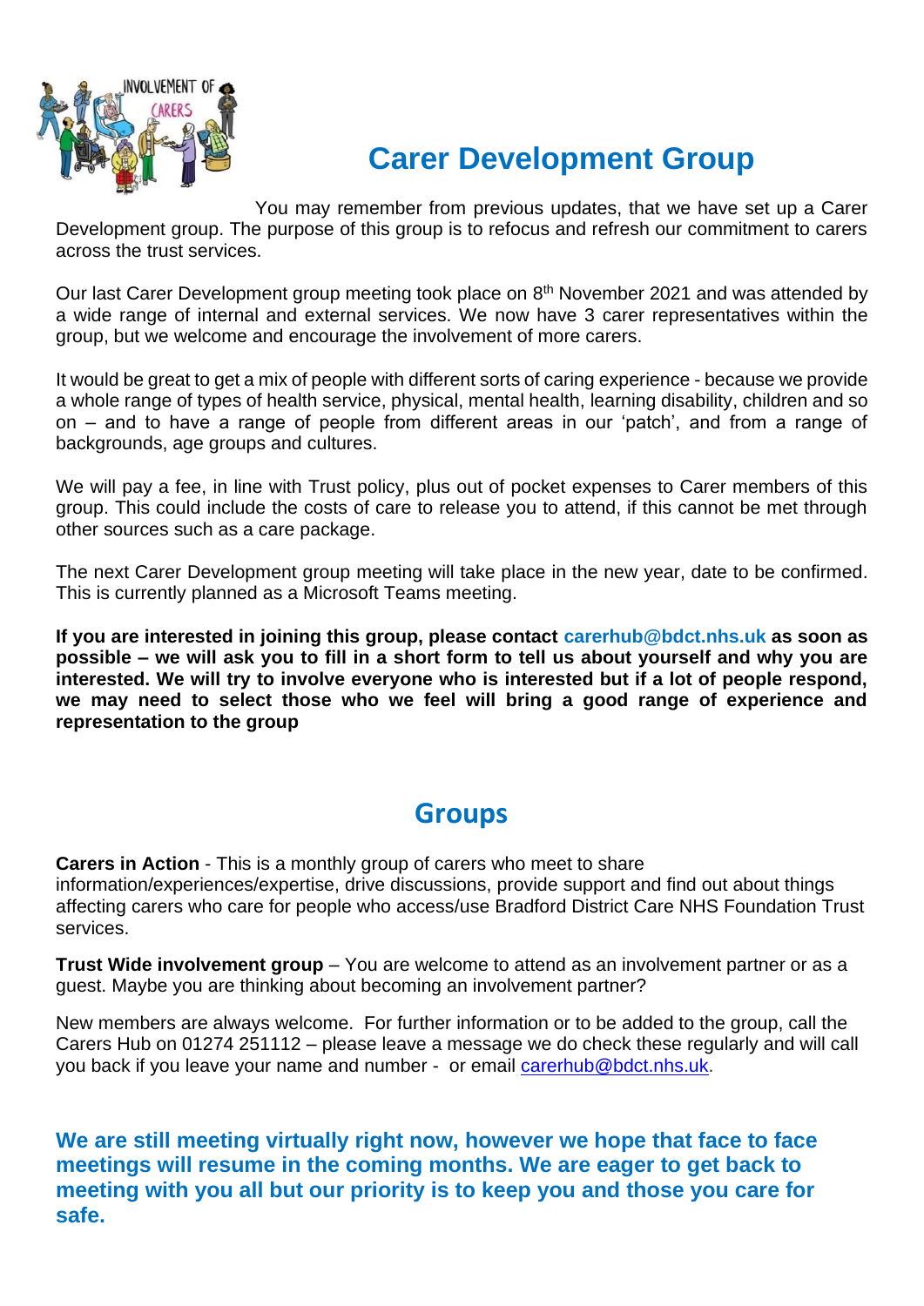# Carer Development Group

You may remember from previous updates, that we have set up a Carer Development group. The purpose of this group is to refocus and refresh our commitment to carers across the trust services.

Our last Carer Development group meeting took place on 8th November 2021 and was attended by a wide range of internal and external services. We now have 3 carer representatives within the group, but we welcome and encourage the involvement of more carers.

It would be great to get a mix of people with different sorts of caring experience - because we provide a whole range of types of health service, physical, mental health, learning disability, children and so on – and to have a range of people from different areas in our 'patch', and from a range of backgrounds, age groups and cultures.

We will pay a fee, in line with Trust policy, plus out of pocket expenses to Carer members of this group. This could include the costs of care to release you to attend, if this cannot be met through other sources such as a care package.

The next Carer Development group meeting will take place in the new year, date to be confirmed. This is currently planned as a Microsoft Teams meeting.

**If you are interested in joining this group, please contact carerhub@bdct.nhs.uk as soon as possible – we will ask you to fill in a short form to tell us about yourself and why you are interested. We will try to involve everyone who is interested but if a lot of people respond, we may need to select those who we feel will bring a good range of experience and representation to the group**

## Groups

**Carers in Action** - This is a monthly group of carers who meet to share information/experiences/expertise, drive discussions, provide support and find out about things affecting carers who care for people who access/use Bradford District Care NHS Foundation Trust services.

**Trust Wide involvement group** – You are welcome to attend as an involvement partner or as a guest. Maybe you are thinking about becoming an involvement partner?

New members are always welcome. For further information or to be added to the group, call the Carers Hub on 01274 251112 – please leave a message we do check these regularly and will call you back if you leave your name and number - or email carerhub@bdct.nhs.uk.

**We are still meeting virtually right now, however we hope that face to face meetings will resume in the coming months. We are eager to get back to meeting with you all but our priority is to keep you and those you care for safe.**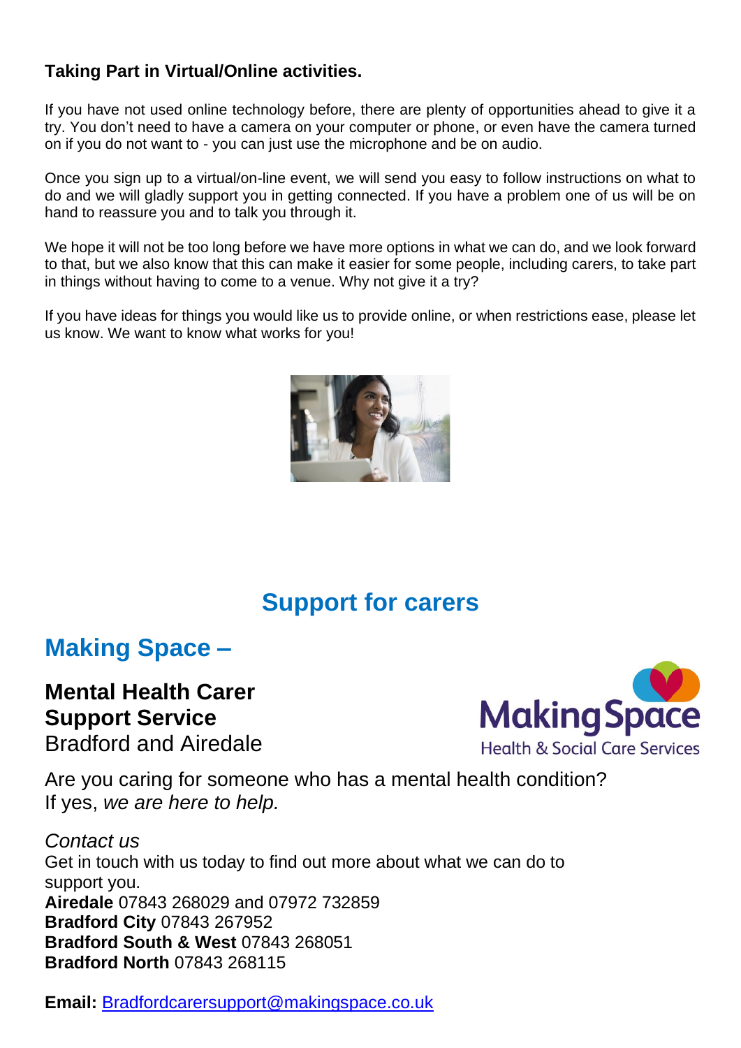**Taking Part in Virtual/Online activities.**

If you have not used online technology before, there are plenty of opportunities ahead to give it a try. You don't need to have a camera on your computer or phone, or even have the camera turned on if you do not want to - you can just use the microphone and be on audio.

Once you sign up to a virtual/on-line event, we will send you easy to follow instructions on what to do and we will gladly support you in getting connected. If you have a problem one of us will be on hand to reassure you and to talk you through it.

We hope it will not be too long before we have more options in what we can do, and we look forward to that, but we also know that this can make it easier for some people, including carers, to take part in things without having to come to a venue. Why not give it a try?

If you have ideas for things you would like us to provide online, or when restrictions ease, please let us know. We want to know what works for you!

## Support for carers

## Making Space –

### Mental Health Carer Support Service

Bradford and Airedale

Are you caring for someone who has a mental health condition?
If yes, *we are here to help.*

*Contact us*
Get in touch with us today to find out more about what we can do to support you.
**Airedale** 07843 268029 and 07972 732859
**Bradford City** 07843 267952
**Bradford South & West** 07843 268051
**Bradford North** 07843 268115

**Email:** Bradfordcarersupport@makingspace.co.uk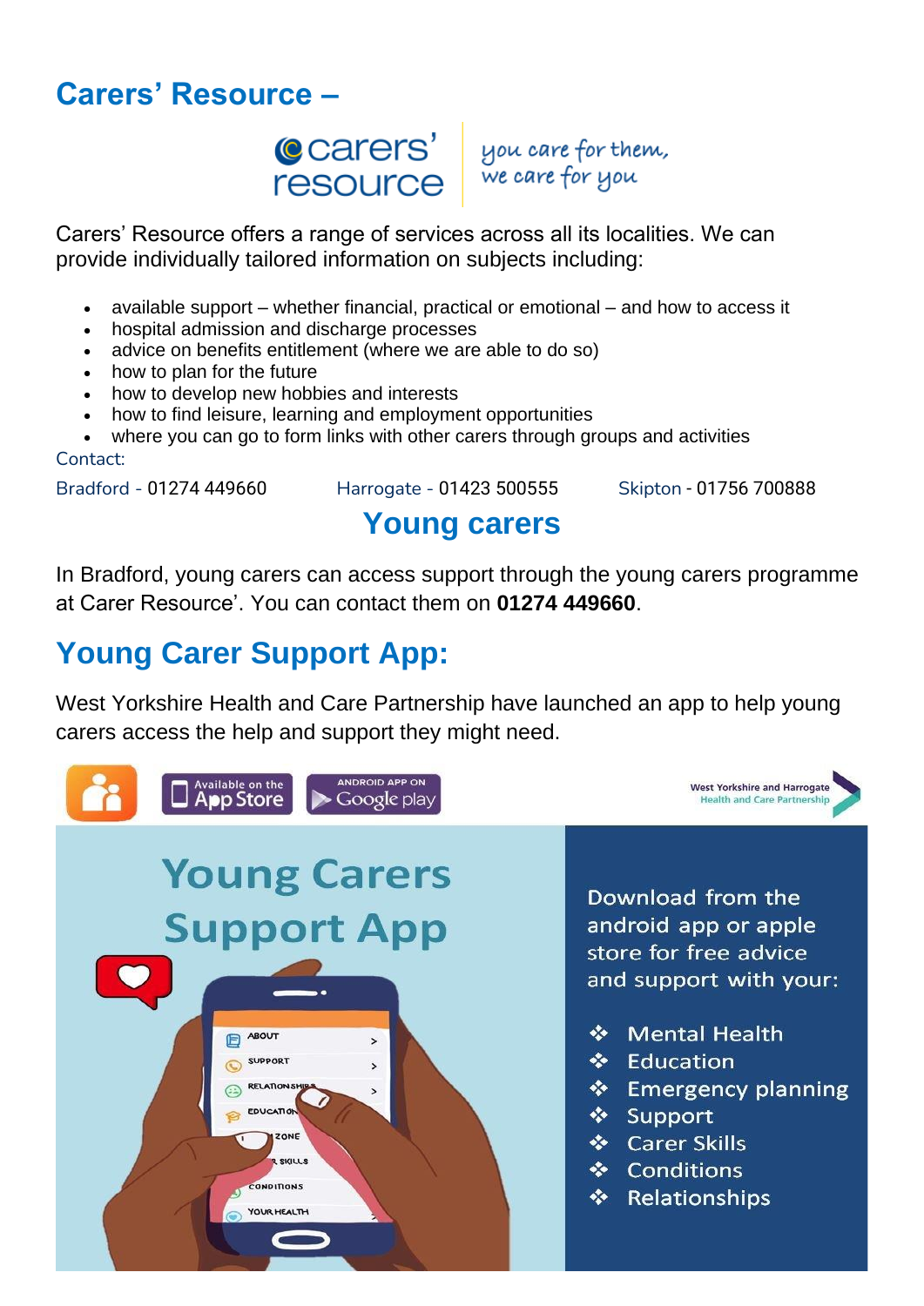## Carers' Resource –

carers' resource — *you care for them, we care for you*

Carers' Resource offers a range of services across all its localities. We can provide individually tailored information on subjects including:

- available support – whether financial, practical or emotional – and how to access it
- hospital admission and discharge processes
- advice on benefits entitlement (where we are able to do so)
- how to plan for the future
- how to develop new hobbies and interests
- how to find leisure, learning and employment opportunities
- where you can go to form links with other carers through groups and activities

Contact:

Bradford - 01274 449660    Harrogate - 01423 500555    Skipton - 01756 700888

## Young carers

In Bradford, young carers can access support through the young carers programme at Carer Resource'. You can contact them on **01274 449660**.

## Young Carer Support App:

West Yorkshire Health and Care Partnership have launched an app to help young carers access the help and support they might need.

Available on the App Store | ANDROID APP ON Google play

West Yorkshire and Harrogate Health and Care Partnership

### Young Carers Support App

Download from the android app or apple store for free advice and support with your:

- Mental Health
- Education
- Emergency planning
- Support
- Carer Skills
- Conditions
- Relationships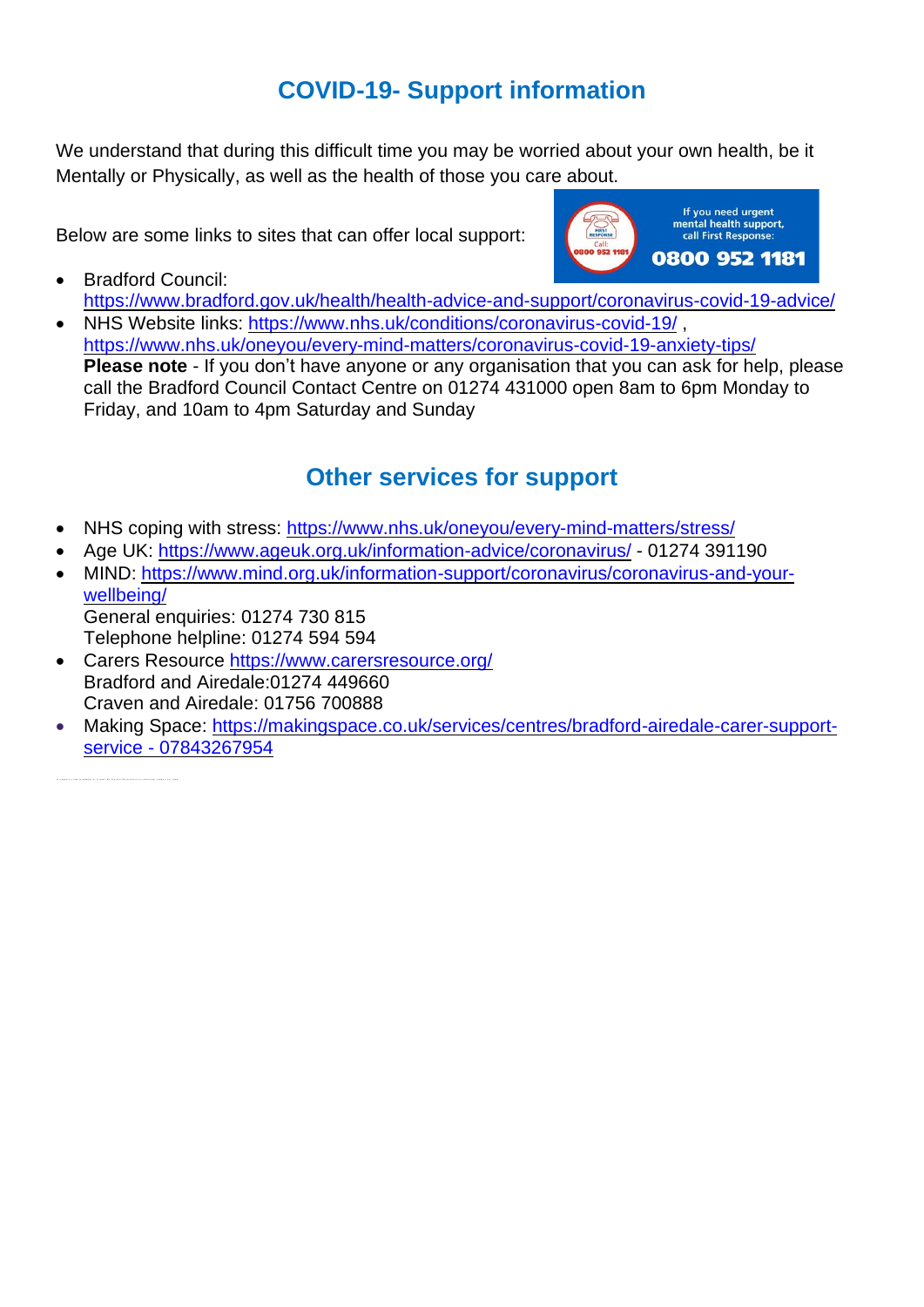## COVID-19- Support information

We understand that during this difficult time you may be worried about your own health, be it Mentally or Physically, as well as the health of those you care about.

If you need urgent mental health support, call First Response: 0800 952 1181

Below are some links to sites that can offer local support:

- Bradford Council: https://www.bradford.gov.uk/health/health-advice-and-support/coronavirus-covid-19-advice/
- NHS Website links: https://www.nhs.uk/conditions/coronavirus-covid-19/ , https://www.nhs.uk/oneyou/every-mind-matters/coronavirus-covid-19-anxiety-tips/
  **Please note** - If you don't have anyone or any organisation that you can ask for help, please call the Bradford Council Contact Centre on 01274 431000 open 8am to 6pm Monday to Friday, and 10am to 4pm Saturday and Sunday

## Other services for support

- NHS coping with stress: https://www.nhs.uk/oneyou/every-mind-matters/stress/
- Age UK: https://www.ageuk.org.uk/information-advice/coronavirus/ - 01274 391190
- MIND: https://www.mind.org.uk/information-support/coronavirus/coronavirus-and-your-wellbeing/
  General enquiries: 01274 730 815
  Telephone helpline: 01274 594 594
- Carers Resource https://www.carersresource.org/
  Bradford and Airedale:01274 449660
  Craven and Airedale: 01756 700888
- Making Space: https://makingspace.co.uk/services/centres/bradford-airedale-carer-support-service - 07843267954